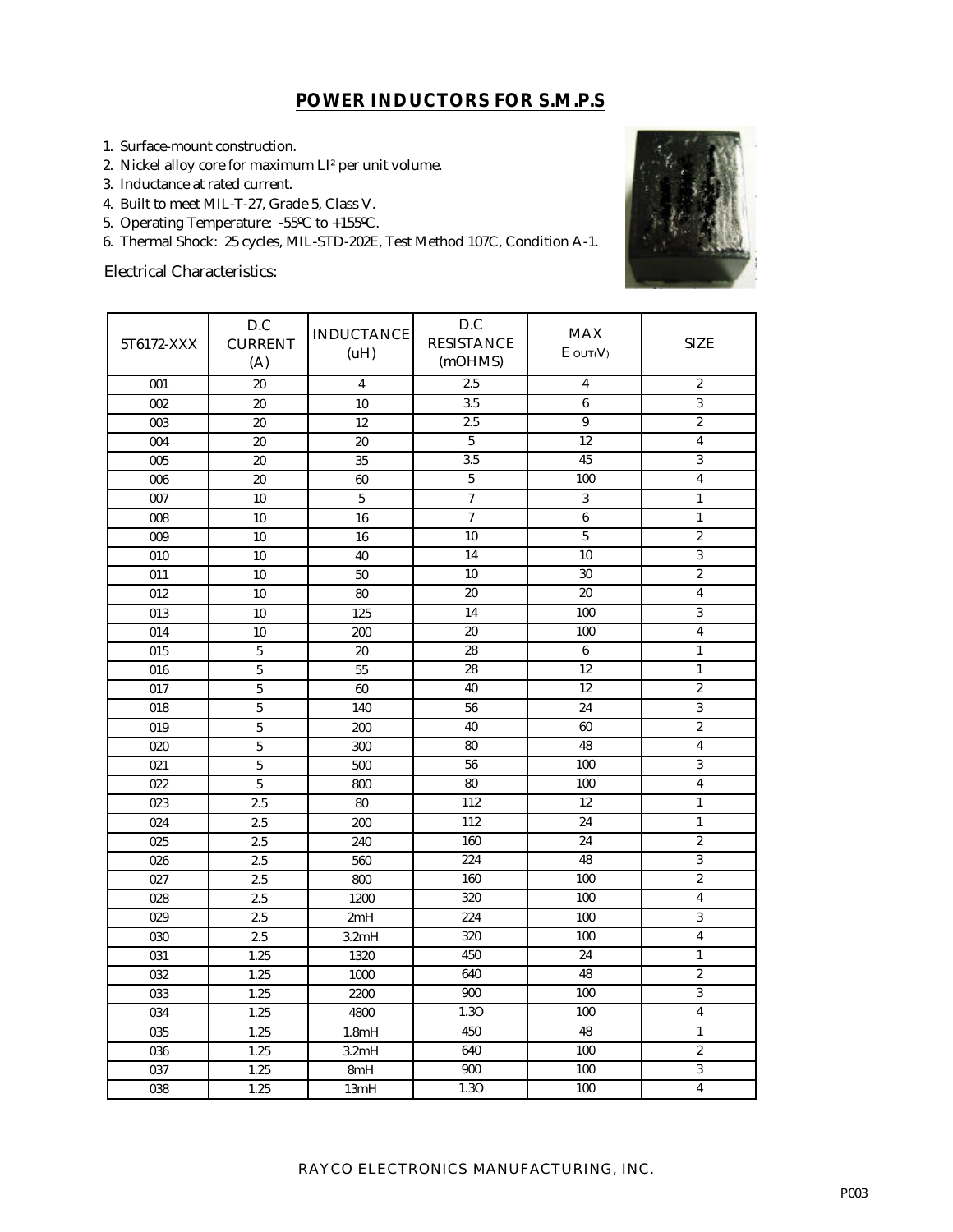# POWER INDUCTORS FOR S.M.P.S

1. Surface-mount construction.
2. Nickel alloy core for maximum LI² per unit volume.
3. Inductance at rated current.
4. Built to meet MIL-T-27, Grade 5, Class V.
5. Operating Temperature: -55ºC to +155ºC.
6. Thermal Shock: 25 cycles, MIL-STD-202E, Test Method 107C, Condition A-1.

Electrical Characteristics:

| 5T6172-XXX | D.C CURRENT (A) | INDUCTANCE (uH) | D.C RESISTANCE (mOHMS) | MAX $E_{OUT(V)}$ | SIZE |
|---|---|---|---|---|---|
| 001 | 20 | 4 | 2.5 | 4 | 2 |
| 002 | 20 | 10 | 3.5 | 6 | 3 |
| 003 | 20 | 12 | 2.5 | 9 | 2 |
| 004 | 20 | 20 | 5 | 12 | 4 |
| 005 | 20 | 35 | 3.5 | 45 | 3 |
| 006 | 20 | 60 | 5 | 100 | 4 |
| 007 | 10 | 5 | 7 | 3 | 1 |
| 008 | 10 | 16 | 7 | 6 | 1 |
| 009 | 10 | 16 | 10 | 5 | 2 |
| 010 | 10 | 40 | 14 | 10 | 3 |
| 011 | 10 | 50 | 10 | 30 | 2 |
| 012 | 10 | 80 | 20 | 20 | 4 |
| 013 | 10 | 125 | 14 | 100 | 3 |
| 014 | 10 | 200 | 20 | 100 | 4 |
| 015 | 5 | 20 | 28 | 6 | 1 |
| 016 | 5 | 55 | 28 | 12 | 1 |
| 017 | 5 | 60 | 40 | 12 | 2 |
| 018 | 5 | 140 | 56 | 24 | 3 |
| 019 | 5 | 200 | 40 | 60 | 2 |
| 020 | 5 | 300 | 80 | 48 | 4 |
| 021 | 5 | 500 | 56 | 100 | 3 |
| 022 | 5 | 800 | 80 | 100 | 4 |
| 023 | 2.5 | 80 | 112 | 12 | 1 |
| 024 | 2.5 | 200 | 112 | 24 | 1 |
| 025 | 2.5 | 240 | 160 | 24 | 2 |
| 026 | 2.5 | 560 | 224 | 48 | 3 |
| 027 | 2.5 | 800 | 160 | 100 | 2 |
| 028 | 2.5 | 1200 | 320 | 100 | 4 |
| 029 | 2.5 | 2mH | 224 | 100 | 3 |
| 030 | 2.5 | 3.2mH | 320 | 100 | 4 |
| 031 | 1.25 | 1320 | 450 | 24 | 1 |
| 032 | 1.25 | 1000 | 640 | 48 | 2 |
| 033 | 1.25 | 2200 | 900 | 100 | 3 |
| 034 | 1.25 | 4800 | 1.3O | 100 | 4 |
| 035 | 1.25 | 1.8mH | 450 | 48 | 1 |
| 036 | 1.25 | 3.2mH | 640 | 100 | 2 |
| 037 | 1.25 | 8mH | 900 | 100 | 3 |
| 038 | 1.25 | 13mH | 1.3O | 100 | 4 |

RAYCO ELECTRONICS MANUFACTURING, INC.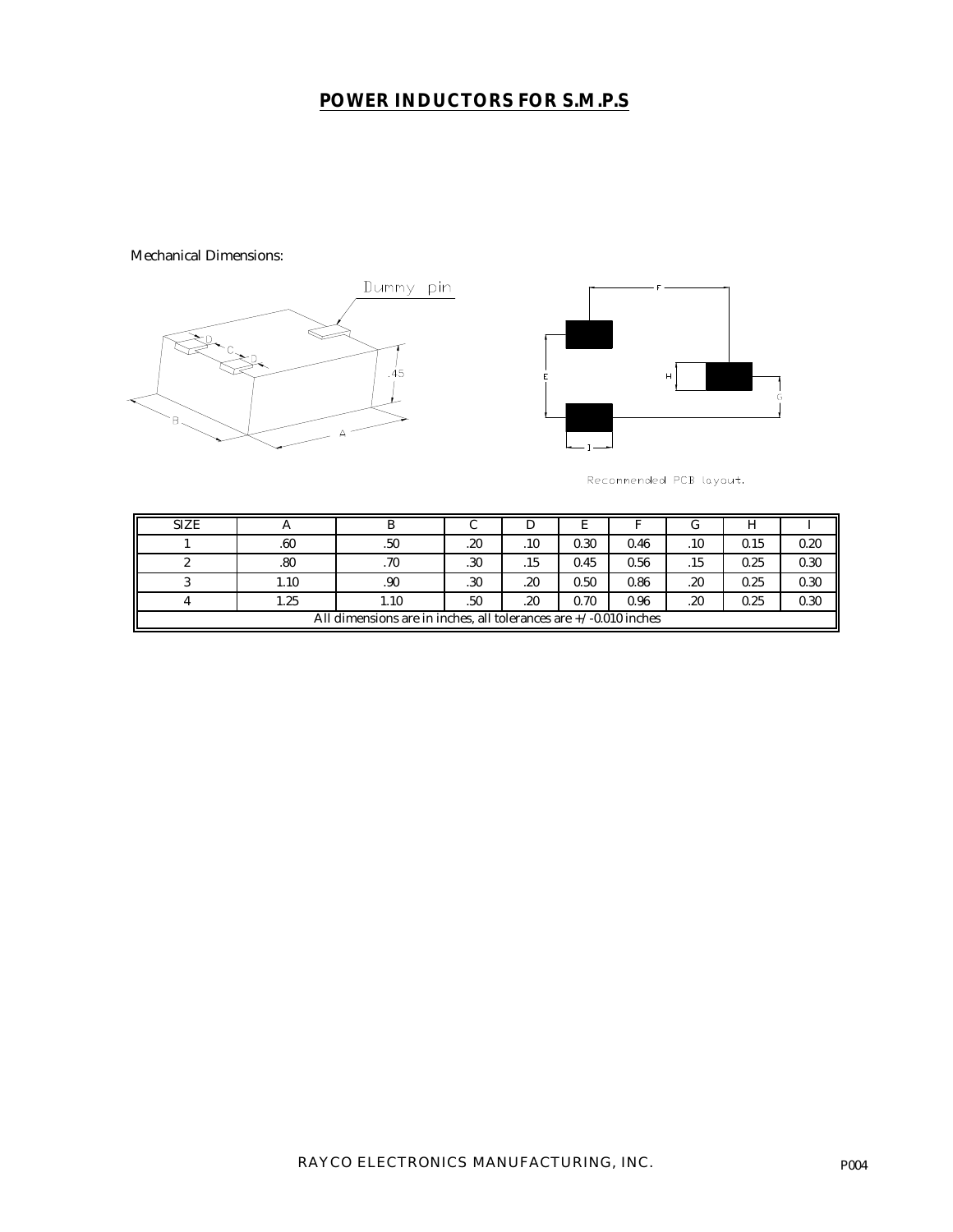# POWER INDUCTORS FOR S.M.P.S

Mechanical Dimensions:

Dummy pin

Recommended PCB layout.

| SIZE | A | B | C | D | E | F | G | H | I |
|---|---|---|---|---|---|---|---|---|---|
| 1 | .60 | .50 | .20 | .10 | 0.30 | 0.46 | .10 | 0.15 | 0.20 |
| 2 | .80 | .70 | .30 | .15 | 0.45 | 0.56 | .15 | 0.25 | 0.30 |
| 3 | 1.10 | .90 | .30 | .20 | 0.50 | 0.86 | .20 | 0.25 | 0.30 |
| 4 | 1.25 | 1.10 | .50 | .20 | 0.70 | 0.96 | .20 | 0.25 | 0.30 |
| All dimensions are in inches, all tolerances are +/-0.010 inches | | | | | | | | | |

RAYCO ELECTRONICS MANUFACTURING, INC.